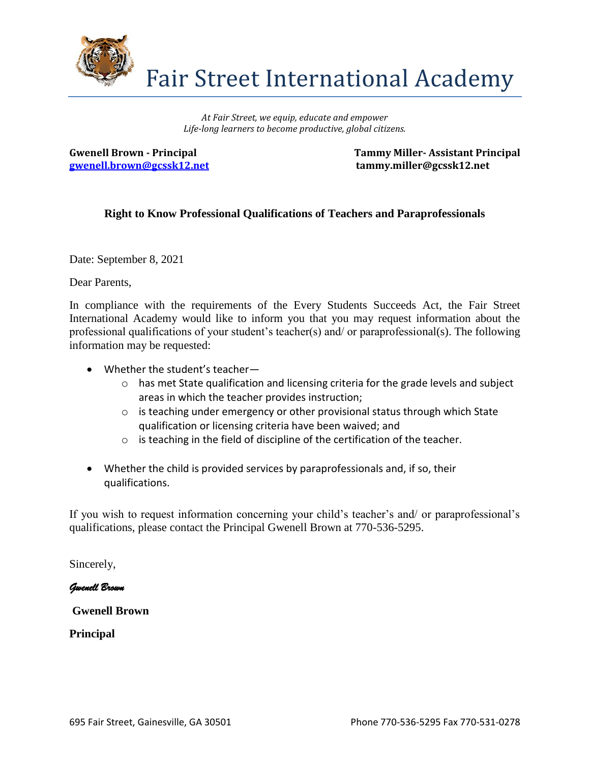# Fair Street International Academy

*At Fair Street, we equip, educate and empower*
*Life-long learners to become productive, global citizens.*

**Gwenell Brown - Principal**
**gwenell.brown@gcssk12.net**

**Tammy Miller- Assistant Principal**
**tammy.miller@gcssk12.net**

## Right to Know Professional Qualifications of Teachers and Paraprofessionals

Date: September 8, 2021

Dear Parents,

In compliance with the requirements of the Every Students Succeeds Act, the Fair Street International Academy would like to inform you that you may request information about the professional qualifications of your student's teacher(s) and/ or paraprofessional(s). The following information may be requested:

- Whether the student's teacher—
  - has met State qualification and licensing criteria for the grade levels and subject areas in which the teacher provides instruction;
  - is teaching under emergency or other provisional status through which State qualification or licensing criteria have been waived; and
  - is teaching in the field of discipline of the certification of the teacher.
- Whether the child is provided services by paraprofessionals and, if so, their qualifications.

If you wish to request information concerning your child's teacher's and/ or paraprofessional's qualifications, please contact the Principal Gwenell Brown at 770-536-5295.

Sincerely,

*Gwenell Brown*

**Gwenell Brown**

**Principal**

695 Fair Street, Gainesville, GA 30501 Phone 770-536-5295 Fax 770-531-0278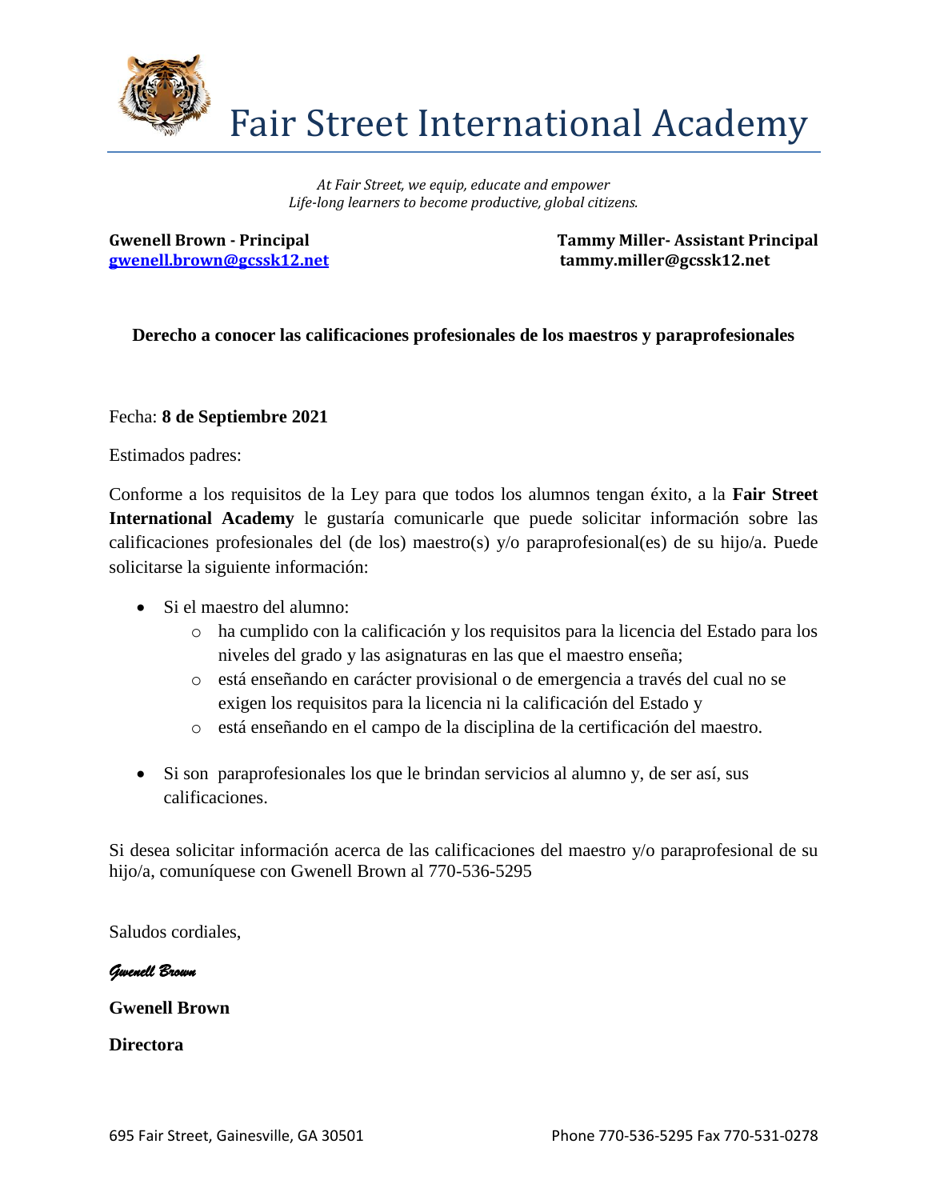# Fair Street International Academy

*At Fair Street, we equip, educate and empower*
*Life-long learners to become productive, global citizens.*

**Gwenell Brown - Principal**
**gwenell.brown@gcssk12.net**

**Tammy Miller- Assistant Principal**
**tammy.miller@gcssk12.net**

**Derecho a conocer las calificaciones profesionales de los maestros y paraprofesionales**

Fecha: **8 de Septiembre 2021**

Estimados padres:

Conforme a los requisitos de la Ley para que todos los alumnos tengan éxito, a la **Fair Street International Academy** le gustaría comunicarle que puede solicitar información sobre las calificaciones profesionales del (de los) maestro(s) y/o paraprofesional(es) de su hijo/a. Puede solicitarse la siguiente información:

- Si el maestro del alumno:
  - ha cumplido con la calificación y los requisitos para la licencia del Estado para los niveles del grado y las asignaturas en las que el maestro enseña;
  - está enseñando en carácter provisional o de emergencia a través del cual no se exigen los requisitos para la licencia ni la calificación del Estado y
  - está enseñando en el campo de la disciplina de la certificación del maestro.

- Si son paraprofesionales los que le brindan servicios al alumno y, de ser así, sus calificaciones.

Si desea solicitar información acerca de las calificaciones del maestro y/o paraprofesional de su hijo/a, comuníquese con Gwenell Brown al 770-536-5295

Saludos cordiales,

*Gwenell Brown*

**Gwenell Brown**

**Directora**

695 Fair Street, Gainesville, GA 30501 Phone 770-536-5295 Fax 770-531-0278